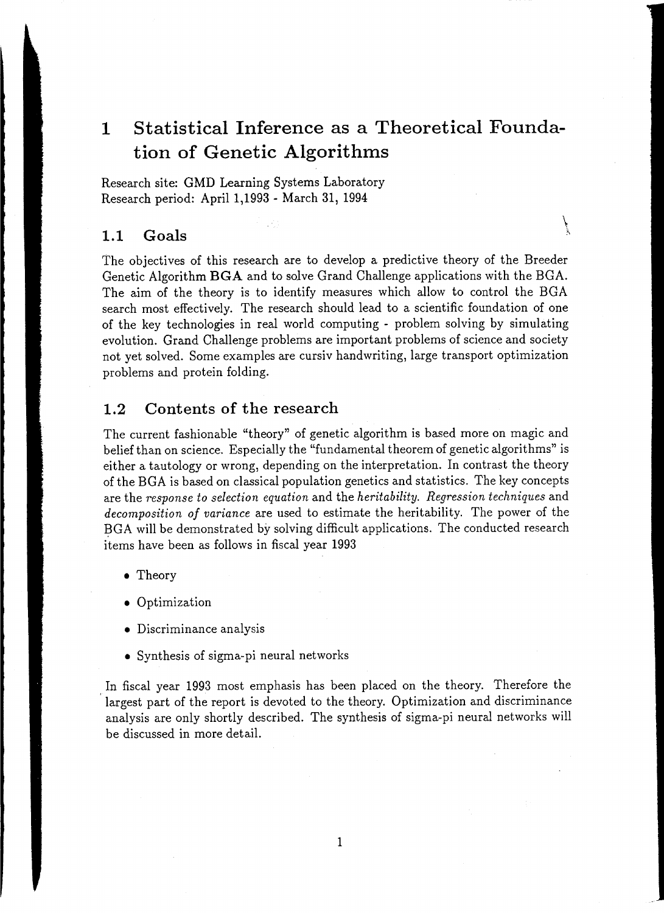# 1 Statistical Inference as a Theoretical Foundation of Genetic Algorithms

Research site: GMD Learning Systems Laboratory
Research period: April 1,1993 - March 31, 1994

## 1.1 Goals

The objectives of this research are to develop a predictive theory of the Breeder Genetic Algorithm **BGA** and to solve Grand Challenge applications with the BGA. The aim of the theory is to identify measures which allow to control the BGA search most effectively. The research should lead to a scientific foundation of one of the key technologies in real world computing - problem solving by simulating evolution. Grand Challenge problems are important problems of science and society not yet solved. Some examples are cursiv handwriting, large transport optimization problems and protein folding.

## 1.2 Contents of the research

The current fashionable "theory" of genetic algorithm is based more on magic and belief than on science. Especially the "fundamental theorem of genetic algorithms" is either a tautology or wrong, depending on the interpretation. In contrast the theory of the BGA is based on classical population genetics and statistics. The key concepts are the *response to selection equation* and the *heritability*. *Regression techniques* and *decomposition of variance* are used to estimate the heritability. The power of the BGA will be demonstrated by solving difficult applications. The conducted research items have been as follows in fiscal year 1993

- Theory
- Optimization
- Discriminance analysis
- Synthesis of sigma-pi neural networks

In fiscal year 1993 most emphasis has been placed on the theory. Therefore the largest part of the report is devoted to the theory. Optimization and discriminance analysis are only shortly described. The synthesis of sigma-pi neural networks will be discussed in more detail.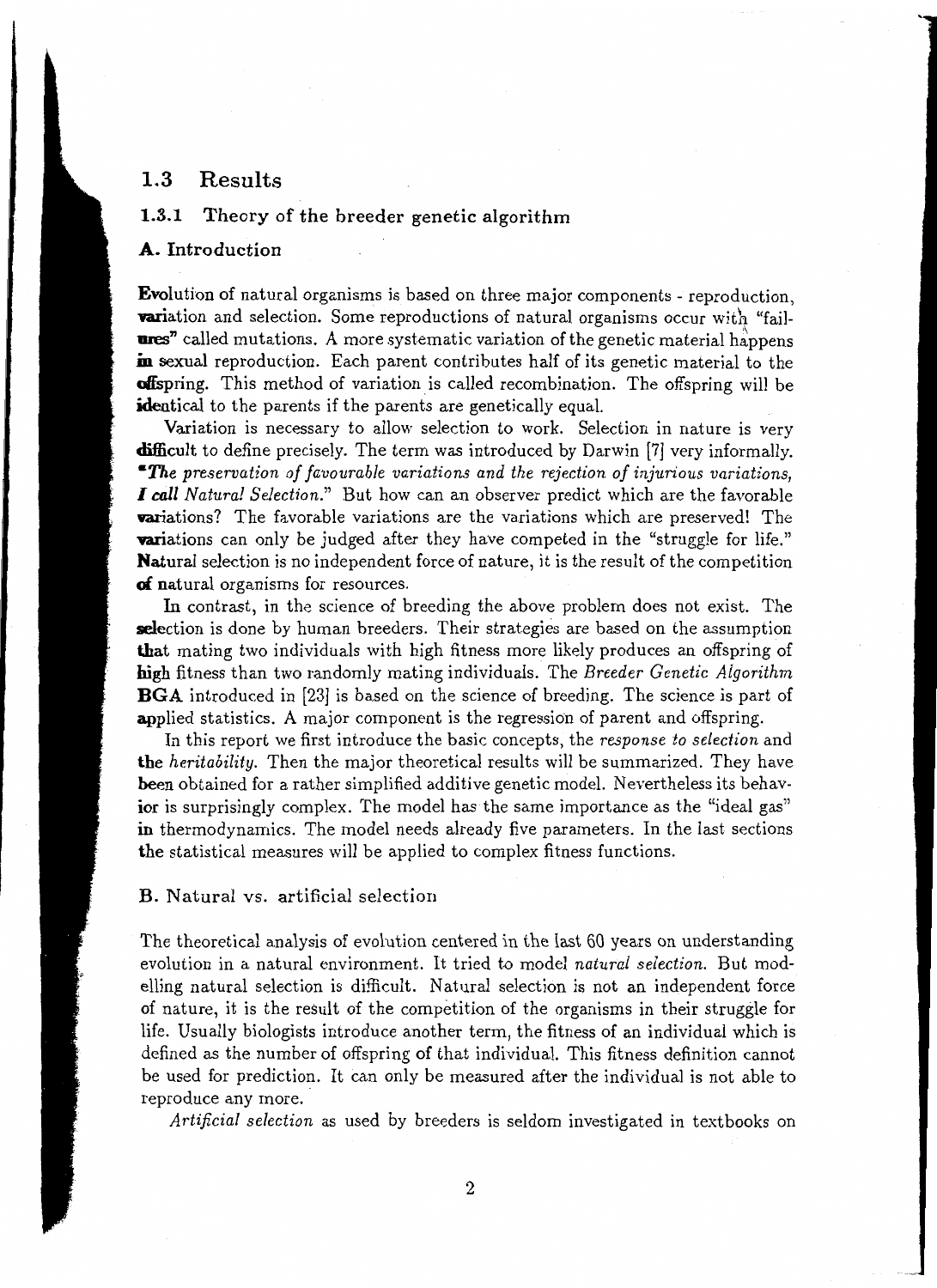## 1.3 Results

### 1.3.1 Theory of the breeder genetic algorithm

#### A. Introduction

Evolution of natural organisms is based on three major components - reproduction, variation and selection. Some reproductions of natural organisms occur with "failures" called mutations. A more systematic variation of the genetic material happens in sexual reproduction. Each parent contributes half of its genetic material to the offspring. This method of variation is called recombination. The offspring will be identical to the parents if the parents are genetically equal.

Variation is necessary to allow selection to work. Selection in nature is very difficult to define precisely. The term was introduced by Darwin [7] very informally. "*The preservation of favourable variations and the rejection of injurious variations, I call Natural Selection.*" But how can an observer predict which are the favorable variations? The favorable variations are the variations which are preserved! The variations can only be judged after they have competed in the "struggle for life." Natural selection is no independent force of nature, it is the result of the competition of natural organisms for resources.

In contrast, in the science of breeding the above problem does not exist. The selection is done by human breeders. Their strategies are based on the assumption that mating two individuals with high fitness more likely produces an offspring of high fitness than two randomly mating individuals. The *Breeder Genetic Algorithm* **BGA** introduced in [23] is based on the science of breeding. The science is part of applied statistics. A major component is the regression of parent and offspring.

In this report we first introduce the basic concepts, the *response to selection* and the *heritability*. Then the major theoretical results will be summarized. They have been obtained for a rather simplified additive genetic model. Nevertheless its behavior is surprisingly complex. The model has the same importance as the "ideal gas" in thermodynamics. The model needs already five parameters. In the last sections the statistical measures will be applied to complex fitness functions.

#### B. Natural vs. artificial selection

The theoretical analysis of evolution centered in the last 60 years on understanding evolution in a natural environment. It tried to model *natural selection*. But modelling natural selection is difficult. Natural selection is not an independent force of nature, it is the result of the competition of the organisms in their struggle for life. Usually biologists introduce another term, the fitness of an individual which is defined as the number of offspring of that individual. This fitness definition cannot be used for prediction. It can only be measured after the individual is not able to reproduce any more.

*Artificial selection* as used by breeders is seldom investigated in textbooks on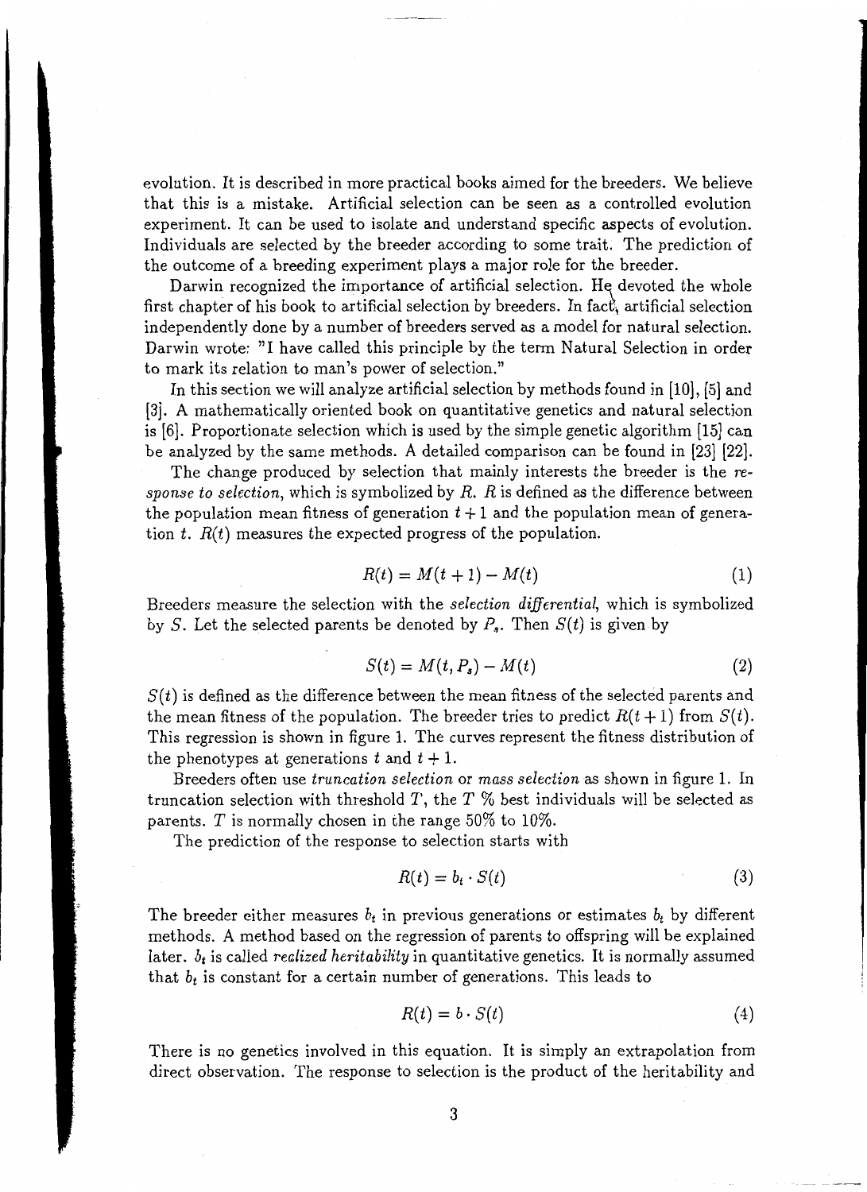evolution. It is described in more practical books aimed for the breeders. We believe that this is a mistake. Artificial selection can be seen as a controlled evolution experiment. It can be used to isolate and understand specific aspects of evolution. Individuals are selected by the breeder according to some trait. The prediction of the outcome of a breeding experiment plays a major role for the breeder.

Darwin recognized the importance of artificial selection. He devoted the whole first chapter of his book to artificial selection by breeders. In fact, artificial selection independently done by a number of breeders served as a model for natural selection. Darwin wrote: "I have called this principle by the term Natural Selection in order to mark its relation to man's power of selection."

In this section we will analyze artificial selection by methods found in [10], [5] and [3]. A mathematically oriented book on quantitative genetics and natural selection is [6]. Proportionate selection which is used by the simple genetic algorithm [15] can be analyzed by the same methods. A detailed comparison can be found in [23] [22].

The change produced by selection that mainly interests the breeder is the *response to selection*, which is symbolized by $R$. $R$ is defined as the difference between the population mean fitness of generation $t+1$ and the population mean of generation $t$. $R(t)$ measures the expected progress of the population.

$$R(t) = M(t+1) - M(t) \tag{1}$$

Breeders measure the selection with the *selection differential*, which is symbolized by $S$. Let the selected parents be denoted by $P_s$. Then $S(t)$ is given by

$$S(t) = M(t, P_s) - M(t) \tag{2}$$

$S(t)$ is defined as the difference between the mean fitness of the selected parents and the mean fitness of the population. The breeder tries to predict $R(t+1)$ from $S(t)$. This regression is shown in figure 1. The curves represent the fitness distribution of the phenotypes at generations $t$ and $t+1$.

Breeders often use *truncation selection* or *mass selection* as shown in figure 1. In truncation selection with threshold $T$, the $T$ % best individuals will be selected as parents. $T$ is normally chosen in the range 50% to 10%.

The prediction of the response to selection starts with

$$R(t) = b_t \cdot S(t) \tag{3}$$

The breeder either measures $b_t$ in previous generations or estimates $b_t$ by different methods. A method based on the regression of parents to offspring will be explained later. $b_t$ is called *realized heritability* in quantitative genetics. It is normally assumed that $b_t$ is constant for a certain number of generations. This leads to

$$R(t) = b \cdot S(t) \tag{4}$$

There is no genetics involved in this equation. It is simply an extrapolation from direct observation. The response to selection is the product of the heritability and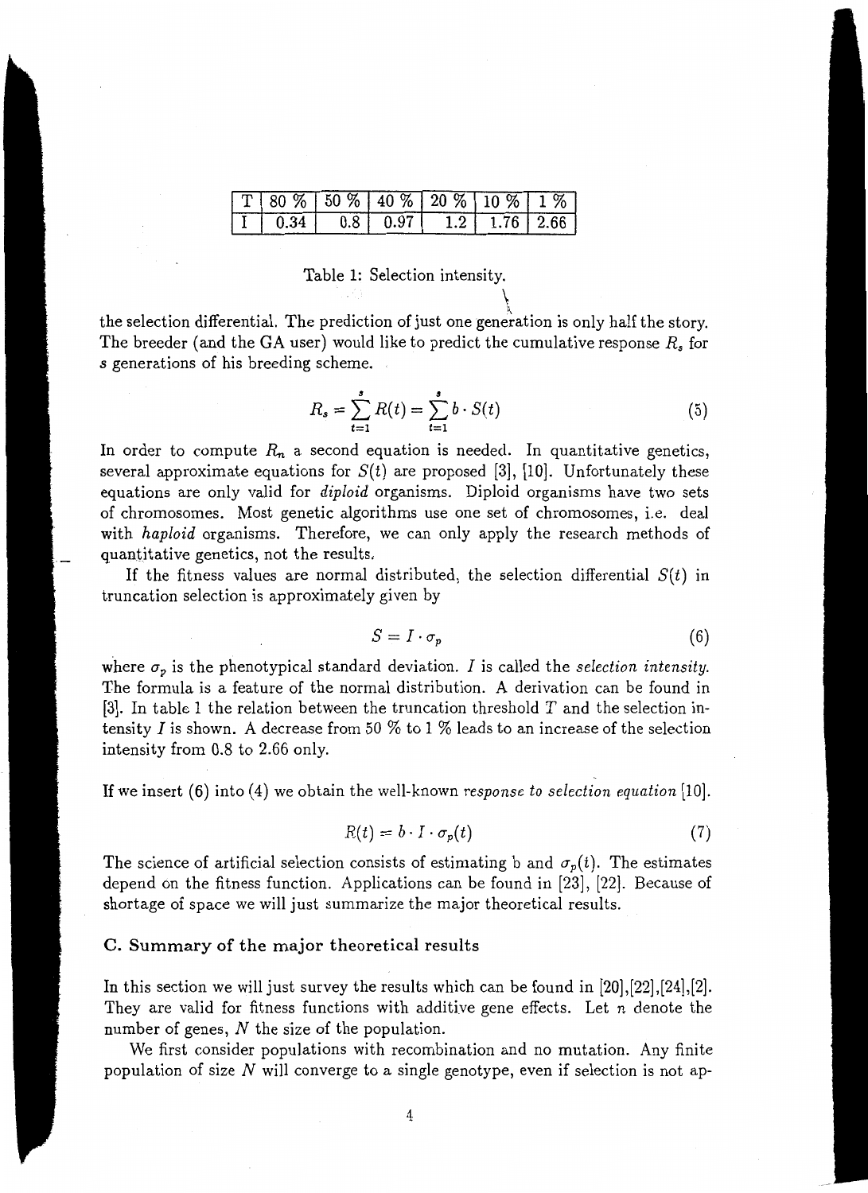| T | 80 % | 50 % | 40 % | 20 % | 10 % | 1 % |
|---|---|---|---|---|---|---|
| I | 0.34 | 0.8 | 0.97 | 1.2 | 1.76 | 2.66 |

Table 1: Selection intensity.

the selection differential. The prediction of just one generation is only half the story. The breeder (and the GA user) would like to predict the cumulative response $R_s$ for $s$ generations of his breeding scheme.

$$R_s = \sum_{t=1}^{s} R(t) = \sum_{t=1}^{s} b \cdot S(t) \tag{5}$$

In order to compute $R_n$ a second equation is needed. In quantitative genetics, several approximate equations for $S(t)$ are proposed [3], [10]. Unfortunately these equations are only valid for *diploid* organisms. Diploid organisms have two sets of chromosomes. Most genetic algorithms use one set of chromosomes, i.e. deal with *haploid* organisms. Therefore, we can only apply the research methods of quantitative genetics, not the results.

If the fitness values are normal distributed, the selection differential $S(t)$ in truncation selection is approximately given by

$$S = I \cdot \sigma_p \tag{6}$$

where $\sigma_p$ is the phenotypical standard deviation. $I$ is called the *selection intensity*. The formula is a feature of the normal distribution. A derivation can be found in [3]. In table 1 the relation between the truncation threshold $T$ and the selection intensity $I$ is shown. A decrease from 50 % to 1 % leads to an increase of the selection intensity from 0.8 to 2.66 only.

If we insert (6) into (4) we obtain the well-known *response to selection equation* [10].

$$R(t) = b \cdot I \cdot \sigma_p(t) \tag{7}$$

The science of artificial selection consists of estimating b and $\sigma_p(t)$. The estimates depend on the fitness function. Applications can be found in [23], [22]. Because of shortage of space we will just summarize the major theoretical results.

### C. Summary of the major theoretical results

In this section we will just survey the results which can be found in [20],[22],[24],[2]. They are valid for fitness functions with additive gene effects. Let $n$ denote the number of genes, $N$ the size of the population.

We first consider populations with recombination and no mutation. Any finite population of size $N$ will converge to a single genotype, even if selection is not ap-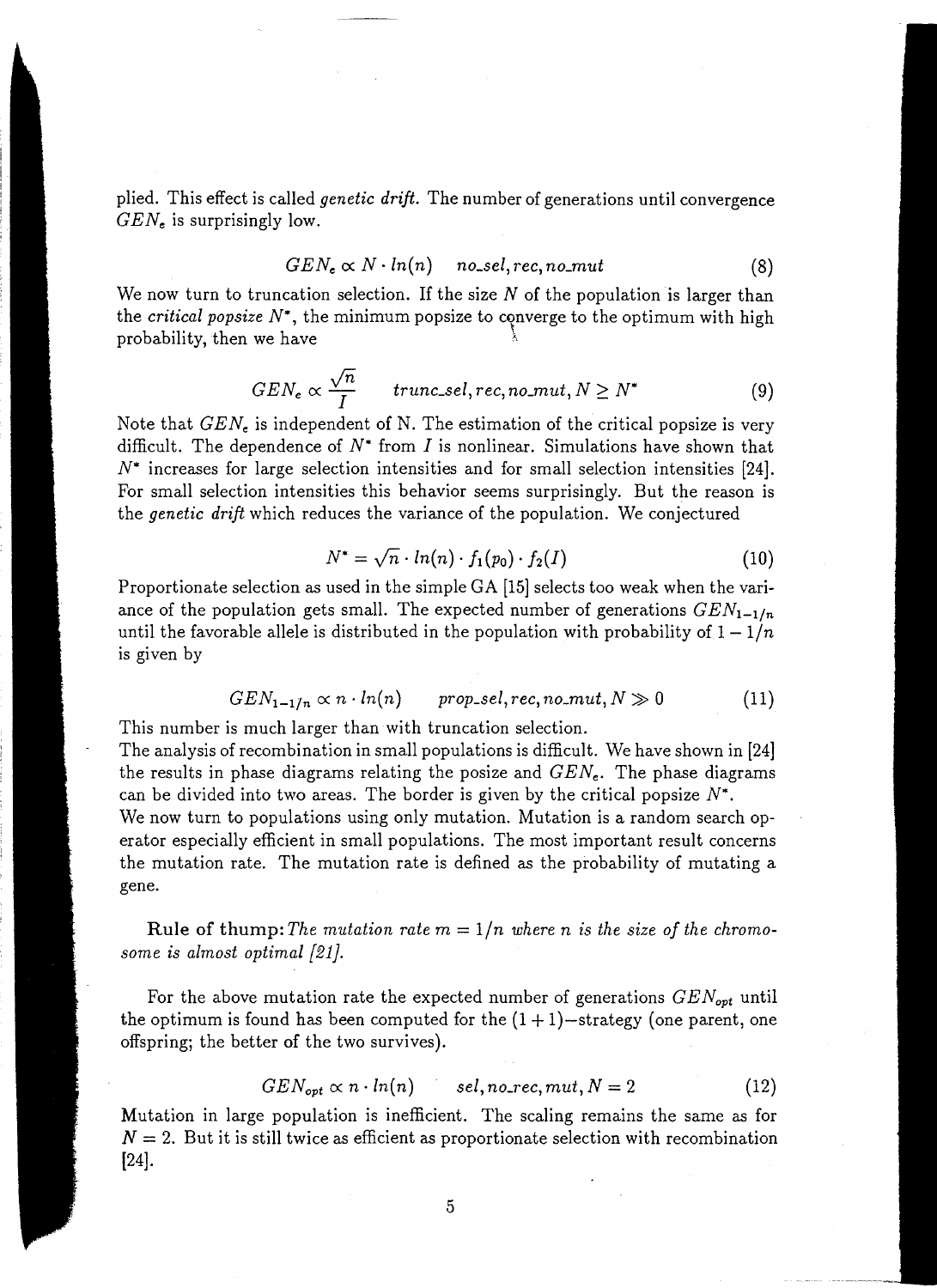plied. This effect is called *genetic drift*. The number of generations until convergence $GEN_e$ is surprisingly low.

$$GEN_e \propto N \cdot ln(n) \quad no\_sel, rec, no\_mut \tag{8}$$

We now turn to truncation selection. If the size $N$ of the population is larger than the *critical popsize* $N^*$, the minimum popsize to converge to the optimum with high probability, then we have

$$GEN_e \propto \frac{\sqrt{n}}{I} \qquad trunc\_sel, rec, no\_mut, N \geq N^* \tag{9}$$

Note that $GEN_e$ is independent of N. The estimation of the critical popsize is very difficult. The dependence of $N^*$ from $I$ is nonlinear. Simulations have shown that $N^*$ increases for large selection intensities and for small selection intensities [24]. For small selection intensities this behavior seems surprisingly. But the reason is the *genetic drift* which reduces the variance of the population. We conjectured

$$N^* = \sqrt{n} \cdot ln(n) \cdot f_1(p_0) \cdot f_2(I) \tag{10}$$

Proportionate selection as used in the simple GA [15] selects too weak when the variance of the population gets small. The expected number of generations $GEN_{1-1/n}$ until the favorable allele is distributed in the population with probability of $1 - 1/n$ is given by

$$GEN_{1-1/n} \propto n \cdot ln(n) \qquad prop\_sel, rec, no\_mut, N \gg 0 \tag{11}$$

This number is much larger than with truncation selection.
The analysis of recombination in small populations is difficult. We have shown in [24] the results in phase diagrams relating the posize and $GEN_e$. The phase diagrams can be divided into two areas. The border is given by the critical popsize $N^*$.
We now turn to populations using only mutation. Mutation is a random search operator especially efficient in small populations. The most important result concerns the mutation rate. The mutation rate is defined as the probability of mutating a gene.

**Rule of thump:** *The mutation rate $m = 1/n$ where n is the size of the chromosome is almost optimal [21].*

For the above mutation rate the expected number of generations $GEN_{opt}$ until the optimum is found has been computed for the $(1+1)-$strategy (one parent, one offspring; the better of the two survives).

$$GEN_{opt} \propto n \cdot ln(n) \qquad sel, no\_rec, mut, N = 2 \tag{12}$$

Mutation in large population is inefficient. The scaling remains the same as for $N = 2$. But it is still twice as efficient as proportionate selection with recombination [24].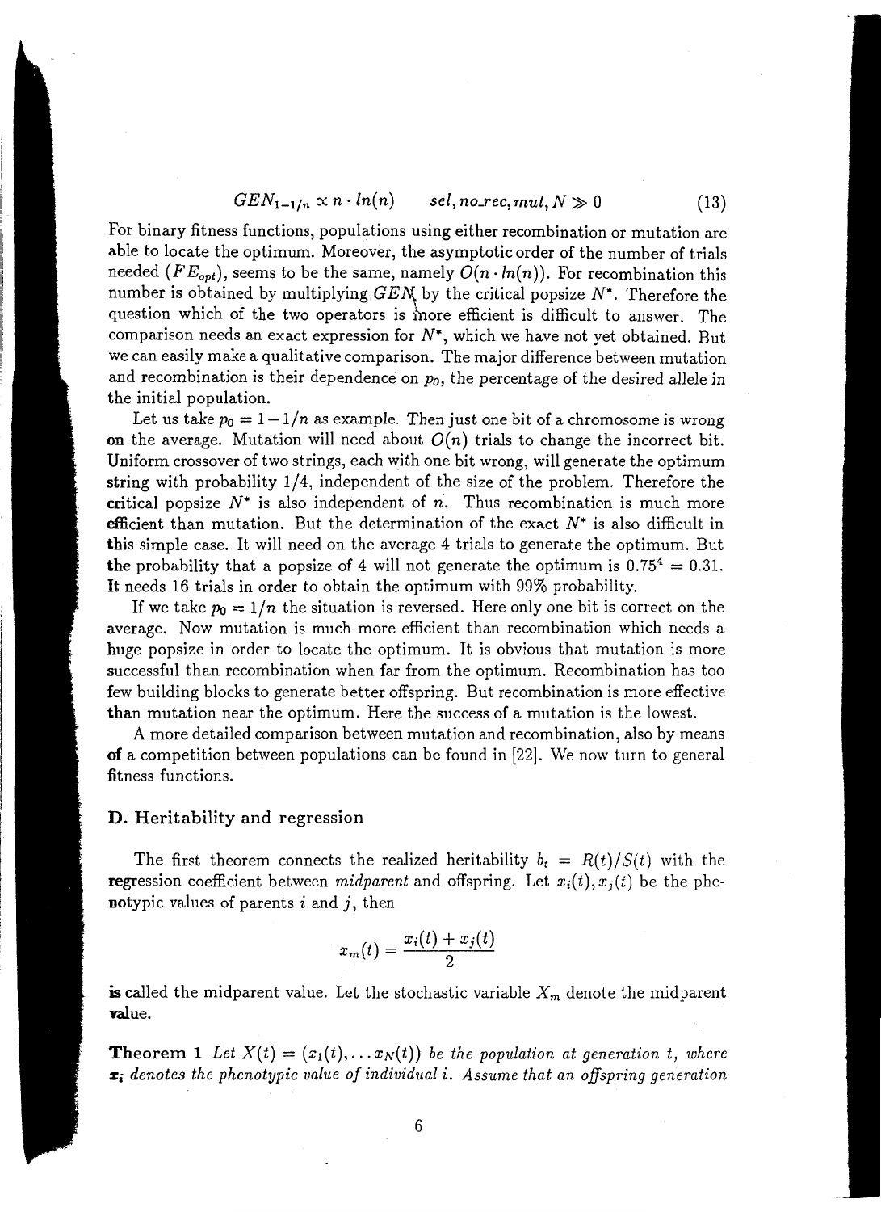$$GEN_{1-1/n} \propto n \cdot ln(n) \qquad sel, no\_rec, mut, N \gg 0 \tag{13}$$

For binary fitness functions, populations using either recombination or mutation are able to locate the optimum. Moreover, the asymptotic order of the number of trials needed ($FE_{opt}$), seems to be the same, namely $O(n \cdot ln(n))$. For recombination this number is obtained by multiplying $GEN$ by the critical popsize $N^*$. Therefore the question which of the two operators is more efficient is difficult to answer. The comparison needs an exact expression for $N^*$, which we have not yet obtained. But we can easily make a qualitative comparison. The major difference between mutation and recombination is their dependence on $p_0$, the percentage of the desired allele in the initial population.

Let us take $p_0 = 1 - 1/n$ as example. Then just one bit of a chromosome is wrong on the average. Mutation will need about $O(n)$ trials to change the incorrect bit. Uniform crossover of two strings, each with one bit wrong, will generate the optimum string with probability $1/4$, independent of the size of the problem. Therefore the critical popsize $N^*$ is also independent of $n$. Thus recombination is much more efficient than mutation. But the determination of the exact $N^*$ is also difficult in this simple case. It will need on the average 4 trials to generate the optimum. But the probability that a popsize of 4 will not generate the optimum is $0.75^4 = 0.31$. It needs 16 trials in order to obtain the optimum with 99% probability.

If we take $p_0 = 1/n$ the situation is reversed. Here only one bit is correct on the average. Now mutation is much more efficient than recombination which needs a huge popsize in order to locate the optimum. It is obvious that mutation is more successful than recombination when far from the optimum. Recombination has too few building blocks to generate better offspring. But recombination is more effective than mutation near the optimum. Here the success of a mutation is the lowest.

A more detailed comparison between mutation and recombination, also by means of a competition between populations can be found in [22]. We now turn to general fitness functions.

### D. Heritability and regression

The first theorem connects the realized heritability $b_t = R(t)/S(t)$ with the regression coefficient between *midparent* and offspring. Let $x_i(t), x_j(t)$ be the phenotypic values of parents $i$ and $j$, then

$$x_m(t) = \frac{x_i(t) + x_j(t)}{2}$$

is called the midparent value. Let the stochastic variable $X_m$ denote the midparent value.

**Theorem 1** *Let $X(t) = (x_1(t), \ldots x_N(t))$ be the population at generation $t$, where $x_i$ denotes the phenotypic value of individual $i$. Assume that an offspring generation*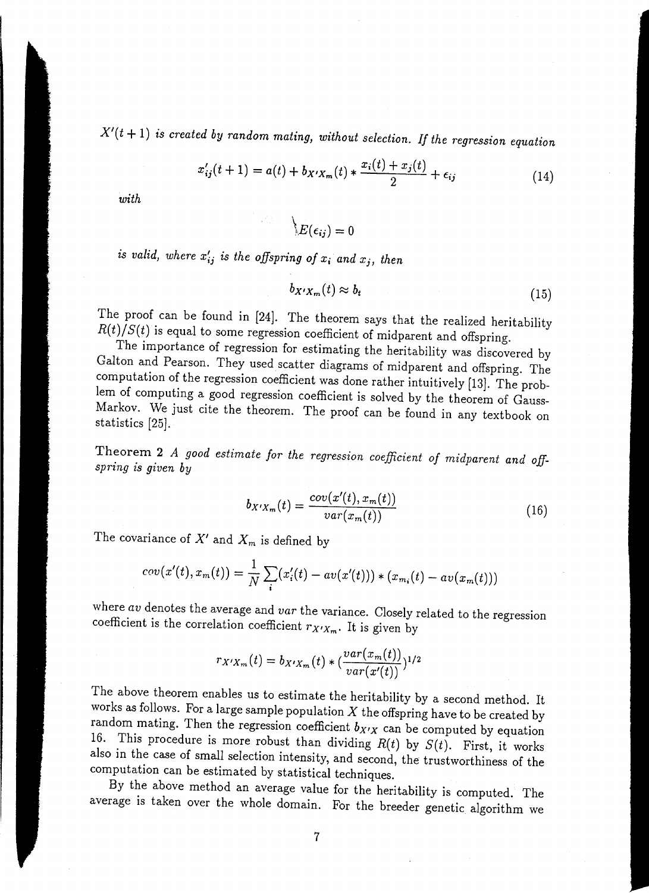*$X'(t+1)$ is created by random mating, without selection. If the regression equation*

$$x'_{ij}(t+1) = a(t) + b_{X'X_m}(t) * \frac{x_i(t) + x_j(t)}{2} + \epsilon_{ij} \tag{14}$$

*with*

$$E(\epsilon_{ij}) = 0$$

*is valid, where $x'_{ij}$ is the offspring of $x_i$ and $x_j$, then*

$$b_{X'X_m}(t) \approx b_t \tag{15}$$

The proof can be found in [24]. The theorem says that the realized heritability $R(t)/S(t)$ is equal to some regression coefficient of midparent and offspring.

The importance of regression for estimating the heritability was discovered by Galton and Pearson. They used scatter diagrams of midparent and offspring. The computation of the regression coefficient was done rather intuitively [13]. The problem of computing a good regression coefficient is solved by the theorem of Gauss-Markov. We just cite the theorem. The proof can be found in any textbook on statistics [25].

**Theorem 2** *A good estimate for the regression coefficient of midparent and offspring is given by*

$$b_{X'X_m}(t) = \frac{cov(x'(t), x_m(t))}{var(x_m(t))} \tag{16}$$

The covariance of $X'$ and $X_m$ is defined by

$$cov(x'(t), x_m(t)) = \frac{1}{N}\sum_i (x'_i(t) - av(x'(t))) * (x_{m_i}(t) - av(x_m(t)))$$

where $av$ denotes the average and $var$ the variance. Closely related to the regression coefficient is the correlation coefficient $r_{X'X_m}$. It is given by

$$r_{X'X_m}(t) = b_{X'X_m}(t) * \left(\frac{var(x_m(t))}{var(x'(t))}\right)^{1/2}$$

The above theorem enables us to estimate the heritability by a second method. It works as follows. For a large sample population $X$ the offspring have to be created by random mating. Then the regression coefficient $b_{X'X}$ can be computed by equation 16. This procedure is more robust than dividing $R(t)$ by $S(t)$. First, it works also in the case of small selection intensity, and second, the trustworthiness of the computation can be estimated by statistical techniques.

By the above method an average value for the heritability is computed. The average is taken over the whole domain. For the breeder genetic algorithm we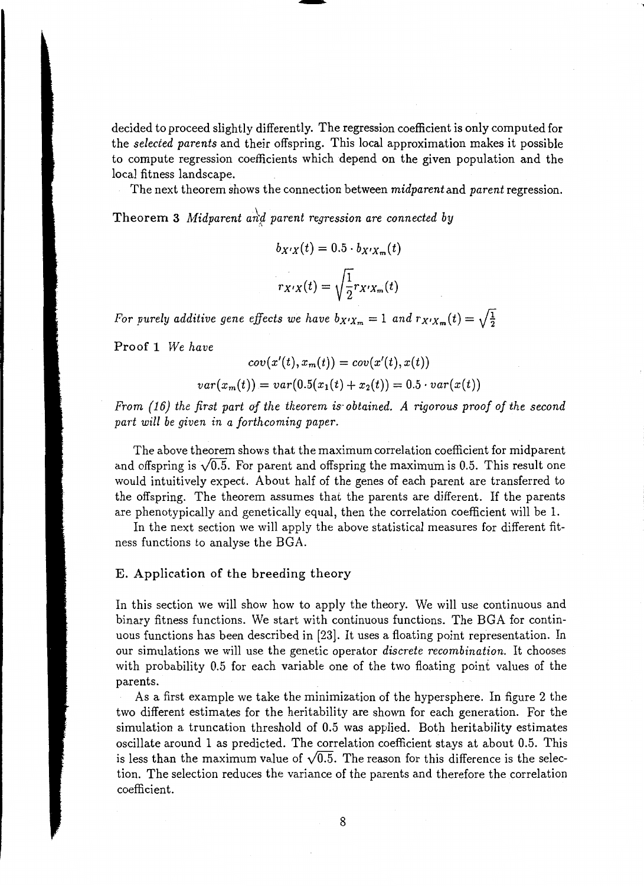decided to proceed slightly differently. The regression coefficient is only computed for the *selected parents* and their offspring. This local approximation makes it possible to compute regression coefficients which depend on the given population and the local fitness landscape.

The next theorem shows the connection between *midparent* and *parent* regression.

**Theorem 3** *Midparent and parent regression are connected by*

$$b_{X'X}(t) = 0.5 \cdot b_{X'X_m}(t)$$

$$r_{X'X}(t) = \sqrt{\frac{1}{2}} r_{X'X_m}(t)$$

*For purely additive gene effects we have* $b_{X'X_m} = 1$ *and* $r_{X'X_m}(t) = \sqrt{\frac{1}{2}}$

**Proof 1** *We have*

$$cov(x'(t), x_m(t)) = cov(x'(t), x(t))$$

$$var(x_m(t)) = var(0.5(x_1(t) + x_2(t)) = 0.5 \cdot var(x(t))$$

*From (16) the first part of the theorem is obtained. A rigorous proof of the second part will be given in a forthcoming paper.*

The above theorem shows that the maximum correlation coefficient for midparent and offspring is $\sqrt{0.5}$. For parent and offspring the maximum is 0.5. This result one would intuitively expect. About half of the genes of each parent are transferred to the offspring. The theorem assumes that the parents are different. If the parents are phenotypically and genetically equal, then the correlation coefficient will be 1.

In the next section we will apply the above statistical measures for different fitness functions to analyse the BGA.

### E. Application of the breeding theory

In this section we will show how to apply the theory. We will use continuous and binary fitness functions. We start with continuous functions. The BGA for continuous functions has been described in [23]. It uses a floating point representation. In our simulations we will use the genetic operator *discrete recombination*. It chooses with probability 0.5 for each variable one of the two floating point values of the parents.

As a first example we take the minimization of the hypersphere. In figure 2 the two different estimates for the heritability are shown for each generation. For the simulation a truncation threshold of 0.5 was applied. Both heritability estimates oscillate around 1 as predicted. The correlation coefficient stays at about 0.5. This is less than the maximum value of $\sqrt{0.5}$. The reason for this difference is the selection. The selection reduces the variance of the parents and therefore the correlation coefficient.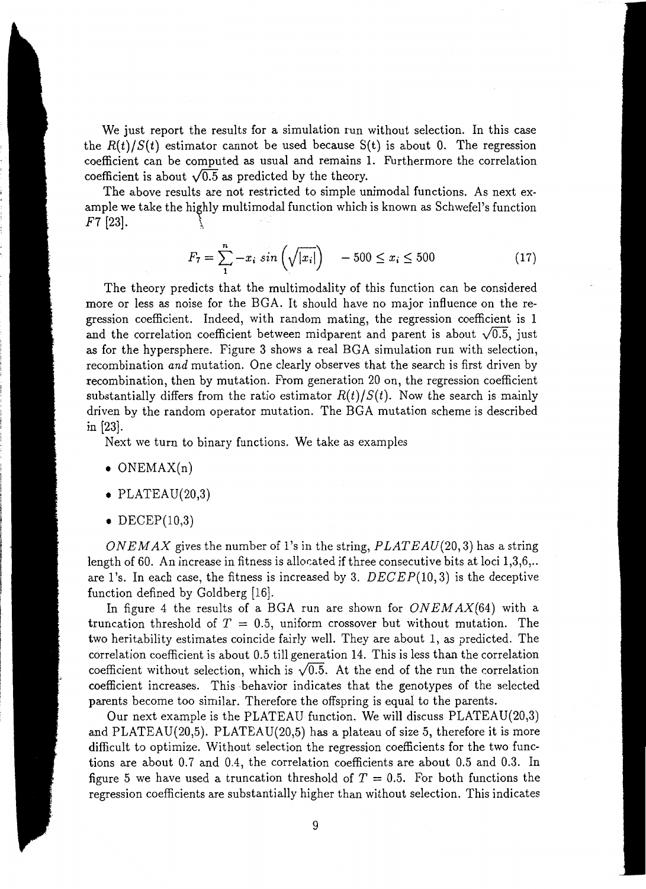We just report the results for a simulation run without selection. In this case the $R(t)/S(t)$ estimator cannot be used because S(t) is about 0. The regression coefficient can be computed as usual and remains 1. Furthermore the correlation coefficient is about $\sqrt{0.5}$ as predicted by the theory.

The above results are not restricted to simple unimodal functions. As next example we take the highly multimodal function which is known as Schwefel's function $F7$ [23].

$$F_7 = \sum_{1}^{n} -x_i \, sin\left(\sqrt{|x_i|}\right) \quad -500 \leq x_i \leq 500 \tag{17}$$

The theory predicts that the multimodality of this function can be considered more or less as noise for the BGA. It should have no major influence on the regression coefficient. Indeed, with random mating, the regression coefficient is 1 and the correlation coefficient between midparent and parent is about $\sqrt{0.5}$, just as for the hypersphere. Figure 3 shows a real BGA simulation run with selection, recombination *and* mutation. One clearly observes that the search is first driven by recombination, then by mutation. From generation 20 on, the regression coefficient substantially differs from the ratio estimator $R(t)/S(t)$. Now the search is mainly driven by the random operator mutation. The BGA mutation scheme is described in [23].

Next we turn to binary functions. We take as examples

- ONEMAX(n)
- PLATEAU(20,3)
- DECEP(10,3)

*ONEMAX* gives the number of 1's in the string, *PLATEAU*(20, 3) has a string length of 60. An increase in fitness is allocated if three consecutive bits at loci 1,3,6,.. are 1's. In each case, the fitness is increased by 3. *DECEP*(10, 3) is the deceptive function defined by Goldberg [16].

In figure 4 the results of a BGA run are shown for *ONEMAX*(64) with a truncation threshold of $T = 0.5$, uniform crossover but without mutation. The two heritability estimates coincide fairly well. They are about 1, as predicted. The correlation coefficient is about 0.5 till generation 14. This is less than the correlation coefficient without selection, which is $\sqrt{0.5}$. At the end of the run the correlation coefficient increases. This behavior indicates that the genotypes of the selected parents become too similar. Therefore the offspring is equal to the parents.

Our next example is the PLATEAU function. We will discuss PLATEAU(20,3) and PLATEAU(20,5). PLATEAU(20,5) has a plateau of size 5, therefore it is more difficult to optimize. Without selection the regression coefficients for the two functions are about 0.7 and 0.4, the correlation coefficients are about 0.5 and 0.3. In figure 5 we have used a truncation threshold of $T = 0.5$. For both functions the regression coefficients are substantially higher than without selection. This indicates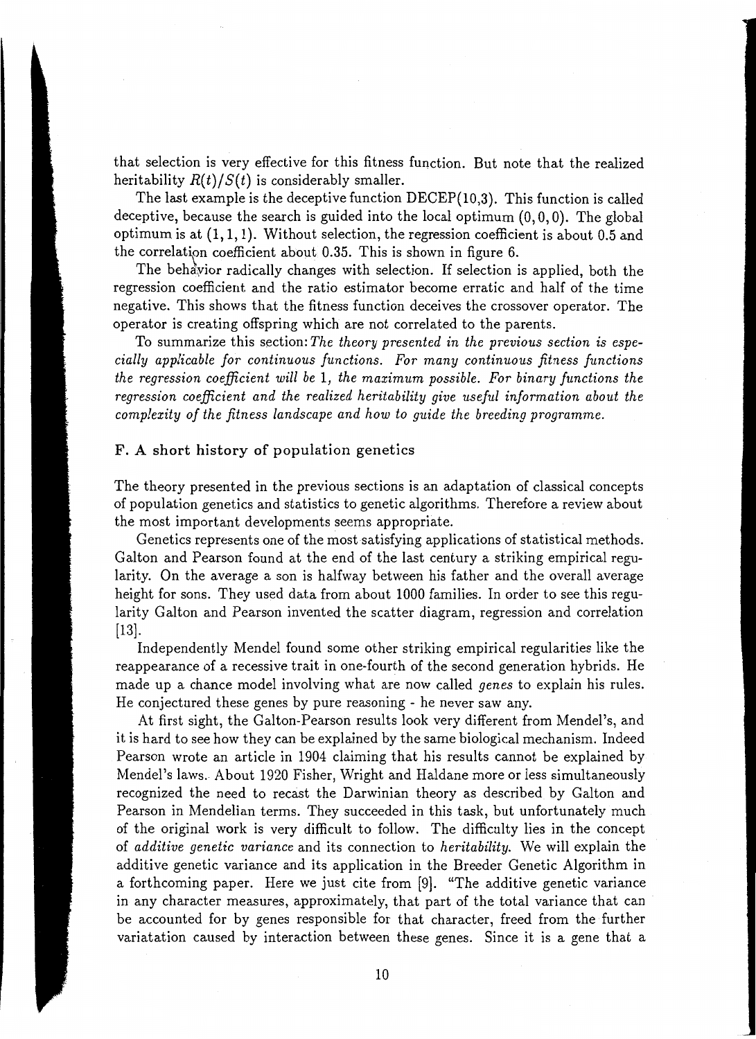that selection is very effective for this fitness function. But note that the realized heritability $R(t)/S(t)$ is considerably smaller.

The last example is the deceptive function DECEP(10,3). This function is called deceptive, because the search is guided into the local optimum $(0,0,0)$. The global optimum is at $(1,1,1)$. Without selection, the regression coefficient is about 0.5 and the correlation coefficient about 0.35. This is shown in figure 6.

The behavior radically changes with selection. If selection is applied, both the regression coefficient and the ratio estimator become erratic and half of the time negative. This shows that the fitness function deceives the crossover operator. The operator is creating offspring which are not correlated to the parents.

To summarize this section: *The theory presented in the previous section is especially applicable for continuous functions. For many continuous fitness functions the regression coefficient will be 1, the maximum possible. For binary functions the regression coefficient and the realized heritability give useful information about the complexity of the fitness landscape and how to guide the breeding programme.*

## F. A short history of population genetics

The theory presented in the previous sections is an adaptation of classical concepts of population genetics and statistics to genetic algorithms. Therefore a review about the most important developments seems appropriate.

Genetics represents one of the most satisfying applications of statistical methods. Galton and Pearson found at the end of the last century a striking empirical regularity. On the average a son is halfway between his father and the overall average height for sons. They used data from about 1000 families. In order to see this regularity Galton and Pearson invented the scatter diagram, regression and correlation [13].

Independently Mendel found some other striking empirical regularities like the reappearance of a recessive trait in one-fourth of the second generation hybrids. He made up a chance model involving what are now called *genes* to explain his rules. He conjectured these genes by pure reasoning - he never saw any.

At first sight, the Galton-Pearson results look very different from Mendel's, and it is hard to see how they can be explained by the same biological mechanism. Indeed Pearson wrote an article in 1904 claiming that his results cannot be explained by Mendel's laws. About 1920 Fisher, Wright and Haldane more or less simultaneously recognized the need to recast the Darwinian theory as described by Galton and Pearson in Mendelian terms. They succeeded in this task, but unfortunately much of the original work is very difficult to follow. The difficulty lies in the concept of *additive genetic variance* and its connection to *heritability*. We will explain the additive genetic variance and its application in the Breeder Genetic Algorithm in a forthcoming paper. Here we just cite from [9]. "The additive genetic variance in any character measures, approximately, that part of the total variance that can be accounted for by genes responsible for that character, freed from the further variatation caused by interaction between these genes. Since it is a gene that a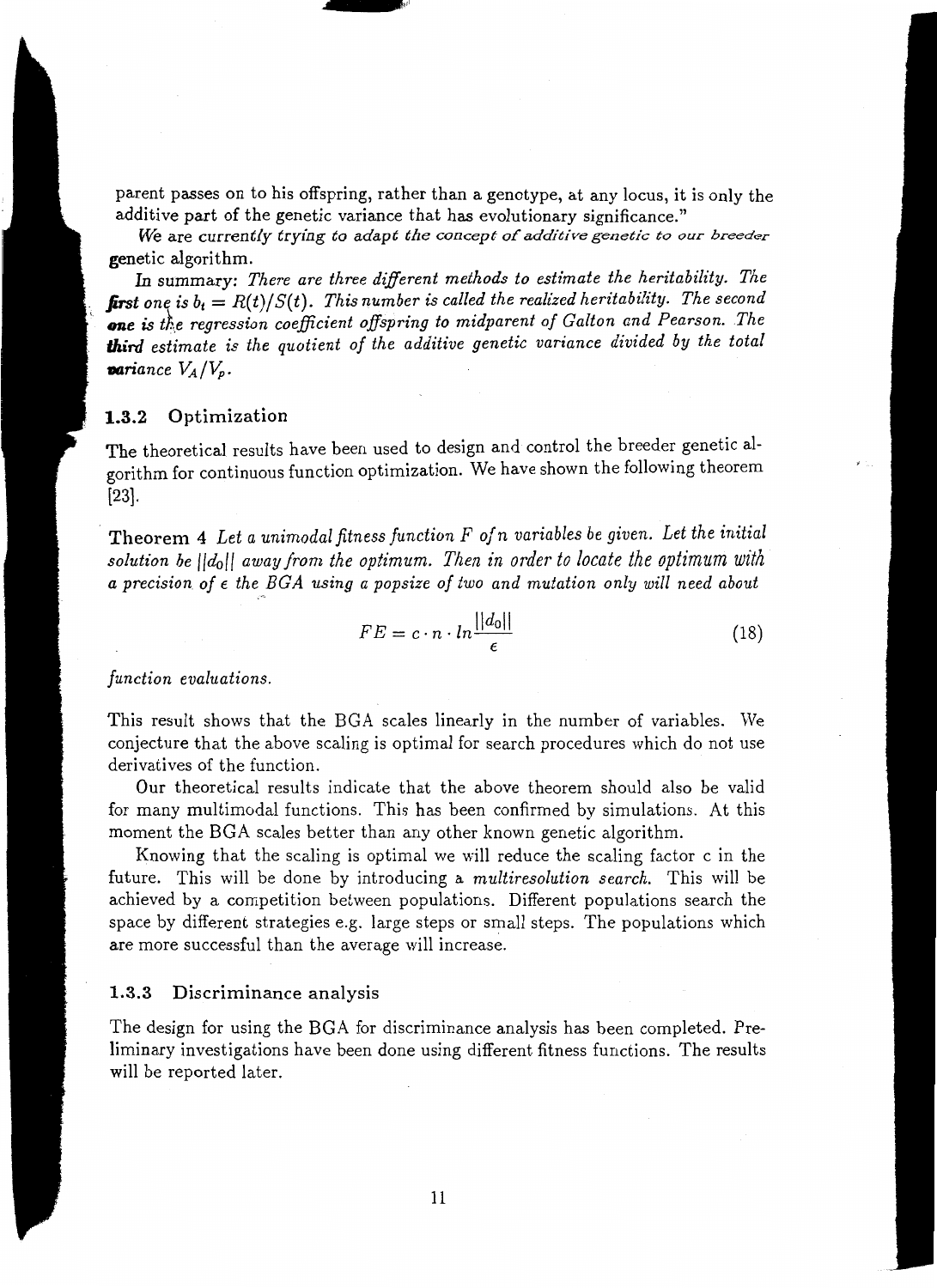parent passes on to his offspring, rather than a genotype, at any locus, it is only the additive part of the genetic variance that has evolutionary significance."

We are currently trying to adapt the concept of additive genetic to our breeder genetic algorithm.

In summary: *There are three different methods to estimate the heritability. The first one is $b_t = R(t)/S(t)$. This number is called the realized heritability. The second one is the regression coefficient offspring to midparent of Galton and Pearson. The third estimate is the quotient of the additive genetic variance divided by the total variance $V_A/V_p$.*

### 1.3.2 Optimization

The theoretical results have been used to design and control the breeder genetic algorithm for continuous function optimization. We have shown the following theorem [23].

**Theorem 4** *Let a unimodal fitness function $F$ of $n$ variables be given. Let the initial solution be $||d_0||$ away from the optimum. Then in order to locate the optimum with a precision of $\epsilon$ the BGA using a popsize of two and mutation only will need about*

$$FE = c \cdot n \cdot ln \frac{||d_0||}{\epsilon} \tag{18}$$

*function evaluations.*

This result shows that the BGA scales linearly in the number of variables. We conjecture that the above scaling is optimal for search procedures which do not use derivatives of the function.

Our theoretical results indicate that the above theorem should also be valid for many multimodal functions. This has been confirmed by simulations. At this moment the BGA scales better than any other known genetic algorithm.

Knowing that the scaling is optimal we will reduce the scaling factor c in the future. This will be done by introducing a *multiresolution search*. This will be achieved by a competition between populations. Different populations search the space by different strategies e.g. large steps or small steps. The populations which are more successful than the average will increase.

### 1.3.3 Discriminance analysis

The design for using the BGA for discriminance analysis has been completed. Preliminary investigations have been done using different fitness functions. The results will be reported later.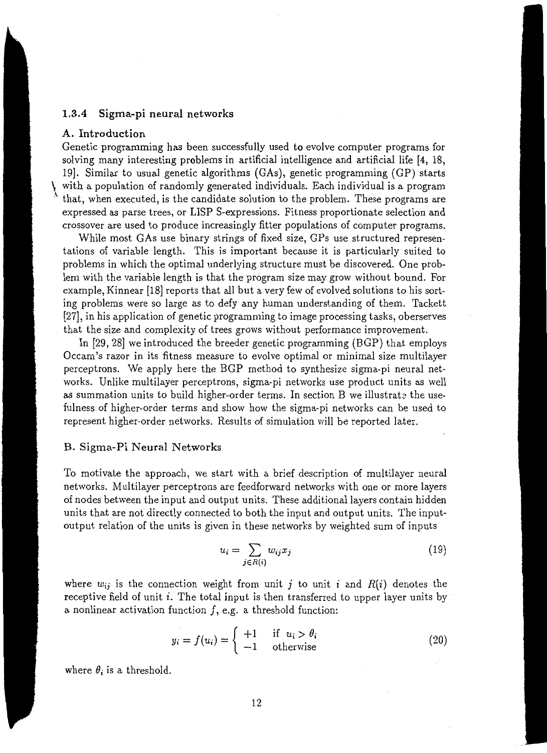### 1.3.4 Sigma-pi neural networks

#### A. Introduction

Genetic programming has been successfully used to evolve computer programs for solving many interesting problems in artificial intelligence and artificial life [4, 18, 19]. Similar to usual genetic algorithms (GAs), genetic programming (GP) starts with a population of randomly generated individuals. Each individual is a program that, when executed, is the candidate solution to the problem. These programs are expressed as parse trees, or LISP S-expressions. Fitness proportionate selection and crossover are used to produce increasingly fitter populations of computer programs.

While most GAs use binary strings of fixed size, GPs use structured representations of variable length. This is important because it is particularly suited to problems in which the optimal underlying structure must be discovered. One problem with the variable length is that the program size may grow without bound. For example, Kinnear [18] reports that all but a very few of evolved solutions to his sorting problems were so large as to defy any human understanding of them. Tackett [27], in his application of genetic programming to image processing tasks, oberserves that the size and complexity of trees grows without performance improvement.

In [29, 28] we introduced the breeder genetic programming (BGP) that employs Occam's razor in its fitness measure to evolve optimal or minimal size multilayer perceptrons. We apply here the BGP method to synthesize sigma-pi neural networks. Unlike multilayer perceptrons, sigma-pi networks use product units as well as summation units to build higher-order terms. In section B we illustrate the usefulness of higher-order terms and show how the sigma-pi networks can be used to represent higher-order networks. Results of simulation will be reported later.

#### B. Sigma-Pi Neural Networks

To motivate the approach, we start with a brief description of multilayer neural networks. Multilayer perceptrons are feedforward networks with one or more layers of nodes between the input and output units. These additional layers contain hidden units that are not directly connected to both the input and output units. The input-output relation of the units is given in these networks by weighted sum of inputs

$$u_i = \sum_{j \in R(i)} w_{ij} x_j \tag{19}$$

where $w_{ij}$ is the connection weight from unit $j$ to unit $i$ and $R(i)$ denotes the receptive field of unit $i$. The total input is then transferred to upper layer units by a nonlinear activation function $f$, e.g. a threshold function:

$$y_i = f(u_i) = \begin{cases} +1 & \text{if } u_i > \theta_i \\ -1 & \text{otherwise} \end{cases} \tag{20}$$

where $\theta_i$ is a threshold.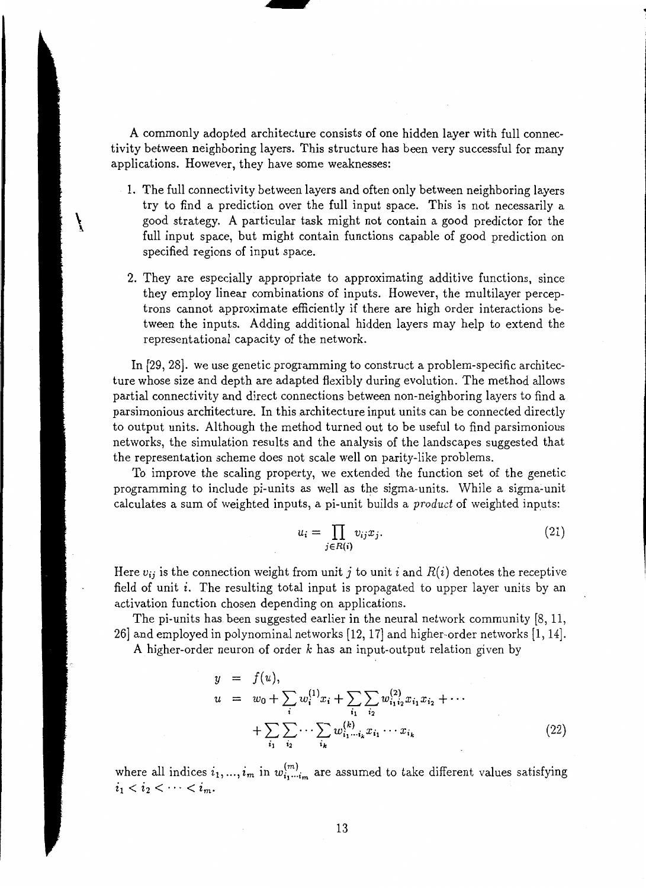A commonly adopted architecture consists of one hidden layer with full connectivity between neighboring layers. This structure has been very successful for many applications. However, they have some weaknesses:

1. The full connectivity between layers and often only between neighboring layers try to find a prediction over the full input space. This is not necessarily a good strategy. A particular task might not contain a good predictor for the full input space, but might contain functions capable of good prediction on specified regions of input space.

2. They are especially appropriate to approximating additive functions, since they employ linear combinations of inputs. However, the multilayer perceptrons cannot approximate efficiently if there are high order interactions between the inputs. Adding additional hidden layers may help to extend the representational capacity of the network.

In [29, 28]. we use genetic programming to construct a problem-specific architecture whose size and depth are adapted flexibly during evolution. The method allows partial connectivity and direct connections between non-neighboring layers to find a parsimonious architecture. In this architecture input units can be connected directly to output units. Although the method turned out to be useful to find parsimonious networks, the simulation results and the analysis of the landscapes suggested that the representation scheme does not scale well on parity-like problems.

To improve the scaling property, we extended the function set of the genetic programming to include pi-units as well as the sigma-units. While a sigma-unit calculates a sum of weighted inputs, a pi-unit builds a *product* of weighted inputs:

$$u_i = \prod_{j \in R(i)} v_{ij} x_j. \tag{21}$$

Here $v_{ij}$ is the connection weight from unit $j$ to unit $i$ and $R(i)$ denotes the receptive field of unit $i$. The resulting total input is propagated to upper layer units by an activation function chosen depending on applications.

The pi-units has been suggested earlier in the neural network community [8, 11, 26] and employed in polynominal networks [12, 17] and higher-order networks [1, 14].

A higher-order neuron of order $k$ has an input-output relation given by

$$\begin{aligned} y &= f(u), \\ u &= w_0 + \sum_i w_i^{(1)} x_i + \sum_{i_1} \sum_{i_2} w_{i_1 i_2}^{(2)} x_{i_1} x_{i_2} + \cdots \\ &\quad + \sum_{i_1} \sum_{i_2} \cdots \sum_{i_k} w_{i_1 \cdots i_k}^{(k)} x_{i_1} \cdots x_{i_k} \end{aligned} \tag{22}$$

where all indices $i_1, ..., i_m$ in $w_{i_1 \cdots i_m}^{(m)}$ are assumed to take different values satisfying $i_1 < i_2 < \cdots < i_m$.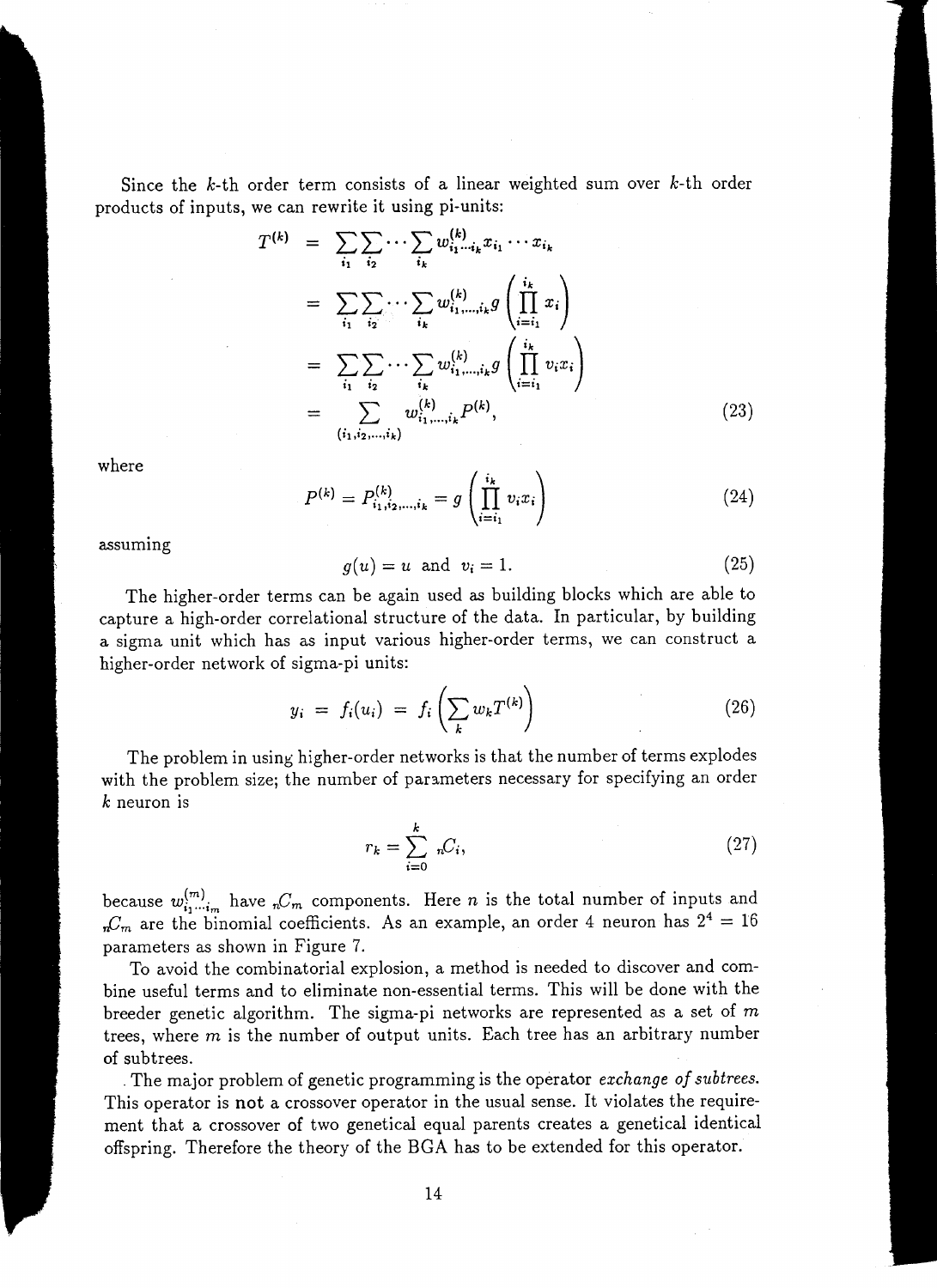Since the $k$-th order term consists of a linear weighted sum over $k$-th order products of inputs, we can rewrite it using pi-units:

$$
\begin{aligned}
T^{(k)} &= \sum_{i_1}\sum_{i_2}\cdots\sum_{i_k} w^{(k)}_{i_1\cdots i_k} x_{i_1}\cdots x_{i_k} \\
&= \sum_{i_1}\sum_{i_2}\cdots\sum_{i_k} w^{(k)}_{i_1,\ldots,i_k} g\left(\prod_{i=i_1}^{i_k} x_i\right) \\
&= \sum_{i_1}\sum_{i_2}\cdots\sum_{i_k} w^{(k)}_{i_1,\ldots,i_k} g\left(\prod_{i=i_1}^{i_k} v_i x_i\right) \\
&= \sum_{(i_1,i_2,\ldots,i_k)} w^{(k)}_{i_1,\ldots,i_k} P^{(k)},
\end{aligned}
\tag{23}
$$

where

$$
P^{(k)} = P^{(k)}_{i_1,i_2,\ldots,i_k} = g\left(\prod_{i=i_1}^{i_k} v_i x_i\right) \tag{24}
$$

assuming

$$
g(u) = u \text{ and } v_i = 1. \tag{25}
$$

The higher-order terms can be again used as building blocks which are able to capture a high-order correlational structure of the data. In particular, by building a sigma unit which has as input various higher-order terms, we can construct a higher-order network of sigma-pi units:

$$
y_i = f_i(u_i) = f_i\left(\sum_k w_k T^{(k)}\right) \tag{26}
$$

The problem in using higher-order networks is that the number of terms explodes with the problem size; the number of parameters necessary for specifying an order $k$ neuron is

$$
r_k = \sum_{i=0}^{k} {}_nC_i, \tag{27}
$$

because $w^{(m)}_{i_1\cdots i_m}$ have ${}_nC_m$ components. Here $n$ is the total number of inputs and ${}_nC_m$ are the binomial coefficients. As an example, an order 4 neuron has $2^4 = 16$ parameters as shown in Figure 7.

To avoid the combinatorial explosion, a method is needed to discover and combine useful terms and to eliminate non-essential terms. This will be done with the breeder genetic algorithm. The sigma-pi networks are represented as a set of $m$ trees, where $m$ is the number of output units. Each tree has an arbitrary number of subtrees.

The major problem of genetic programming is the operator *exchange of subtrees*. This operator is not a crossover operator in the usual sense. It violates the requirement that a crossover of two genetical equal parents creates a genetical identical offspring. Therefore the theory of the BGA has to be extended for this operator.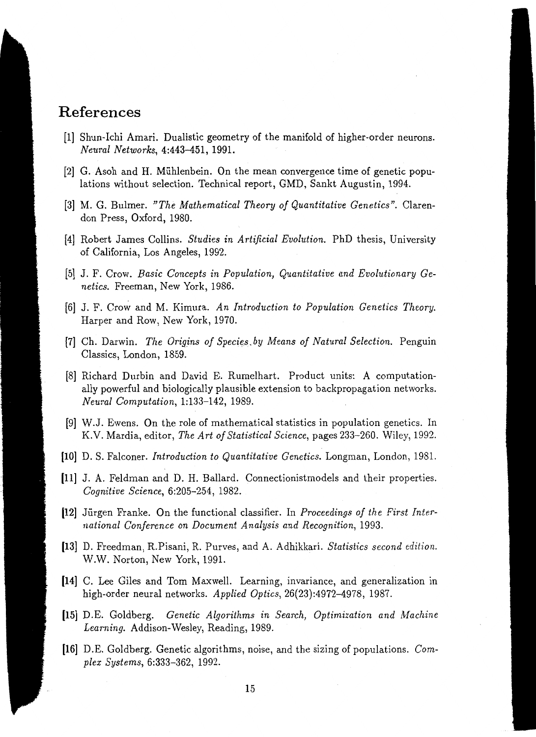## References

[1] Shun-Ichi Amari. Dualistic geometry of the manifold of higher-order neurons. *Neural Networks*, 4:443–451, 1991.

[2] G. Asoh and H. Mühlenbein. On the mean convergence time of genetic populations without selection. Technical report, GMD, Sankt Augustin, 1994.

[3] M. G. Bulmer. *"The Mathematical Theory of Quantitative Genetics"*. Clarendon Press, Oxford, 1980.

[4] Robert James Collins. *Studies in Artificial Evolution*. PhD thesis, University of California, Los Angeles, 1992.

[5] J. F. Crow. *Basic Concepts in Population, Quantitative and Evolutionary Genetics*. Freeman, New York, 1986.

[6] J. F. Crow and M. Kimura. *An Introduction to Population Genetics Theory*. Harper and Row, New York, 1970.

[7] Ch. Darwin. *The Origins of Species by Means of Natural Selection*. Penguin Classics, London, 1859.

[8] Richard Durbin and David E. Rumelhart. Product units: A computationally powerful and biologically plausible extension to backpropagation networks. *Neural Computation*, 1:133–142, 1989.

[9] W.J. Ewens. On the role of mathematical statistics in population genetics. In K.V. Mardia, editor, *The Art of Statistical Science*, pages 233–260. Wiley, 1992.

[10] D. S. Falconer. *Introduction to Quantitative Genetics*. Longman, London, 1981.

[11] J. A. Feldman and D. H. Ballard. Connectionistmodels and their properties. *Cognitive Science*, 6:205–254, 1982.

[12] Jürgen Franke. On the functional classifier. In *Proceedings of the First International Conference on Document Analysis and Recognition*, 1993.

[13] D. Freedman, R.Pisani, R. Purves, and A. Adhikkari. *Statistics second edition*. W.W. Norton, New York, 1991.

[14] C. Lee Giles and Tom Maxwell. Learning, invariance, and generalization in high-order neural networks. *Applied Optics*, 26(23):4972–4978, 1987.

[15] D.E. Goldberg. *Genetic Algorithms in Search, Optimization and Machine Learning*. Addison-Wesley, Reading, 1989.

[16] D.E. Goldberg. Genetic algorithms, noise, and the sizing of populations. *Complex Systems*, 6:333–362, 1992.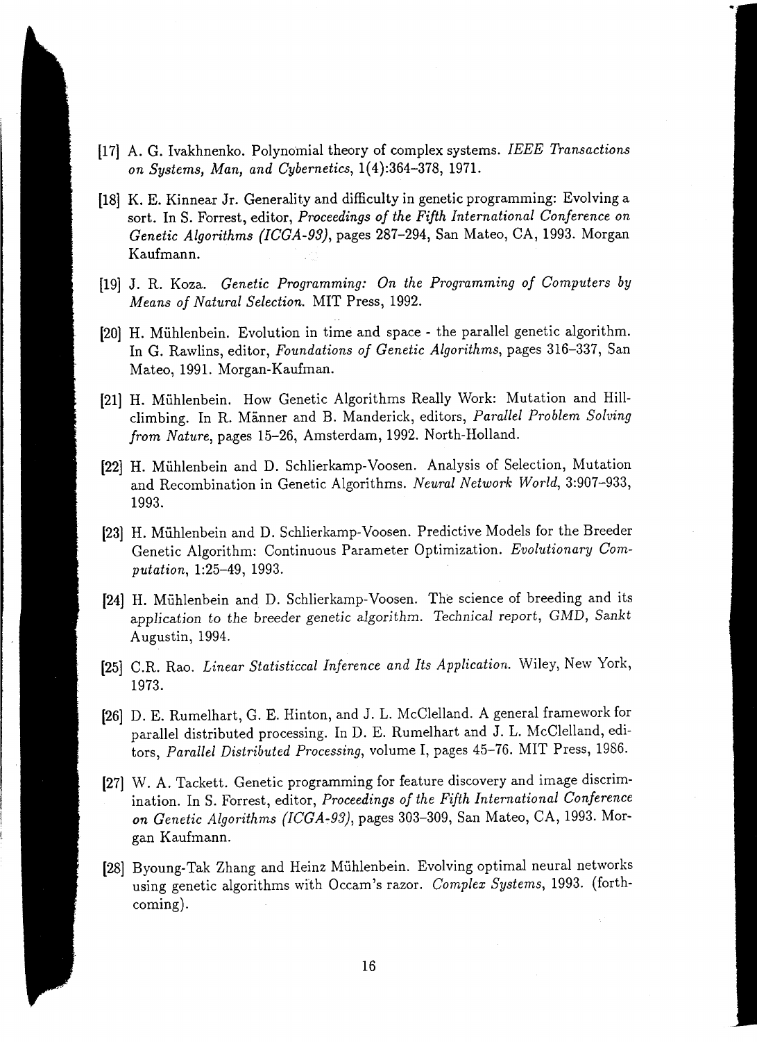[17] A. G. Ivakhnenko. Polynomial theory of complex systems. *IEEE Transactions on Systems, Man, and Cybernetics*, 1(4):364–378, 1971.

[18] K. E. Kinnear Jr. Generality and difficulty in genetic programming: Evolving a sort. In S. Forrest, editor, *Proceedings of the Fifth International Conference on Genetic Algorithms (ICGA-93)*, pages 287–294, San Mateo, CA, 1993. Morgan Kaufmann.

[19] J. R. Koza. *Genetic Programming: On the Programming of Computers by Means of Natural Selection.* MIT Press, 1992.

[20] H. Mühlenbein. Evolution in time and space - the parallel genetic algorithm. In G. Rawlins, editor, *Foundations of Genetic Algorithms*, pages 316–337, San Mateo, 1991. Morgan-Kaufman.

[21] H. Mühlenbein. How Genetic Algorithms Really Work: Mutation and Hill-climbing. In R. Männer and B. Manderick, editors, *Parallel Problem Solving from Nature*, pages 15–26, Amsterdam, 1992. North-Holland.

[22] H. Mühlenbein and D. Schlierkamp-Voosen. Analysis of Selection, Mutation and Recombination in Genetic Algorithms. *Neural Network World*, 3:907–933, 1993.

[23] H. Mühlenbein and D. Schlierkamp-Voosen. Predictive Models for the Breeder Genetic Algorithm: Continuous Parameter Optimization. *Evolutionary Computation*, 1:25–49, 1993.

[24] H. Mühlenbein and D. Schlierkamp-Voosen. The science of breeding and its application to the breeder genetic algorithm. Technical report, GMD, Sankt Augustin, 1994.

[25] C.R. Rao. *Linear Statisticcal Inference and Its Application.* Wiley, New York, 1973.

[26] D. E. Rumelhart, G. E. Hinton, and J. L. McClelland. A general framework for parallel distributed processing. In D. E. Rumelhart and J. L. McClelland, editors, *Parallel Distributed Processing*, volume I, pages 45–76. MIT Press, 1986.

[27] W. A. Tackett. Genetic programming for feature discovery and image discrimination. In S. Forrest, editor, *Proceedings of the Fifth International Conference on Genetic Algorithms (ICGA-93)*, pages 303–309, San Mateo, CA, 1993. Morgan Kaufmann.

[28] Byoung-Tak Zhang and Heinz Mühlenbein. Evolving optimal neural networks using genetic algorithms with Occam's razor. *Complex Systems*, 1993. (forthcoming).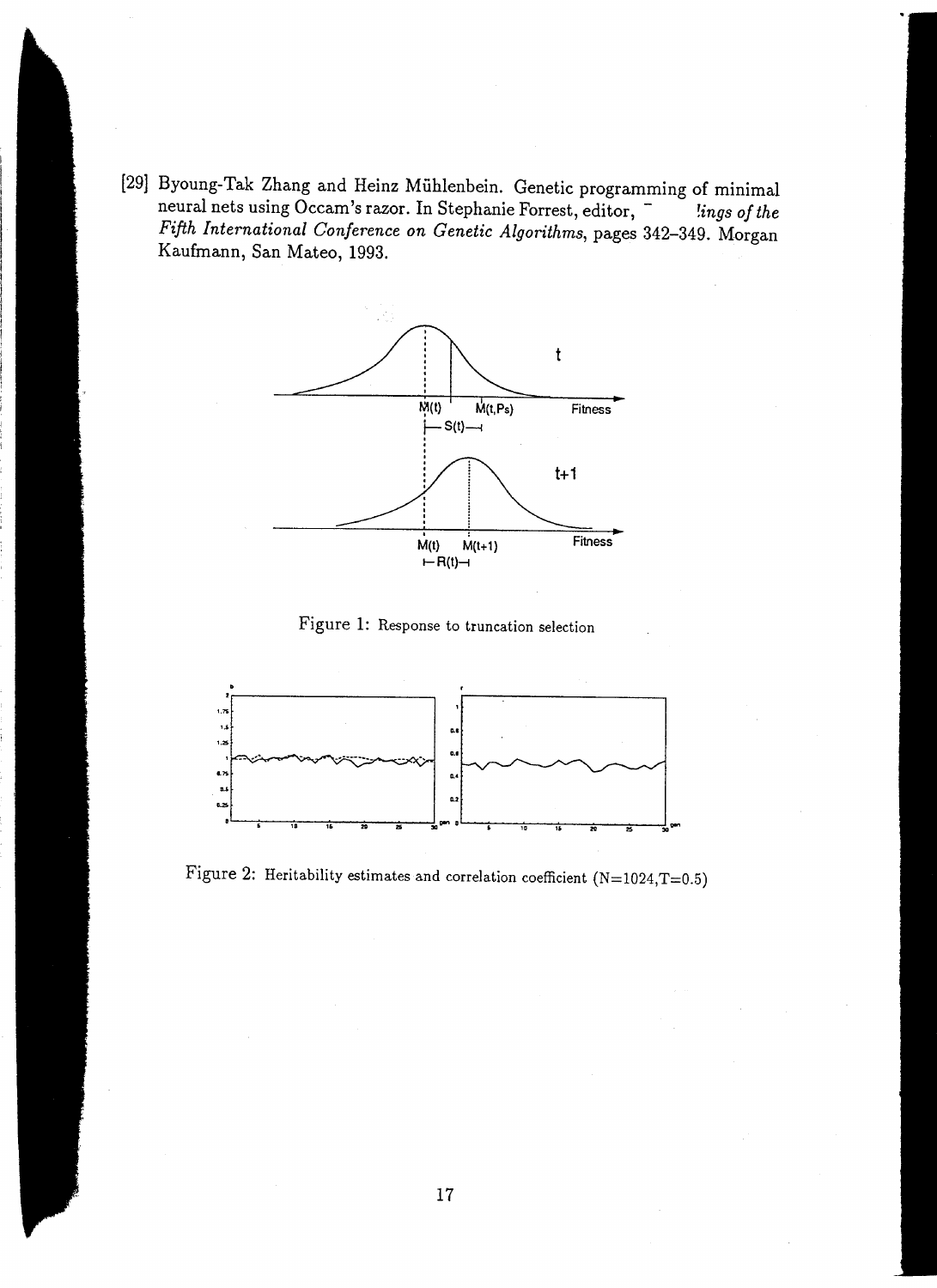[29] Byoung-Tak Zhang and Heinz Mühlenbein. Genetic programming of minimal neural nets using Occam's razor. In Stephanie Forrest, editor, *Proceedings of the Fifth International Conference on Genetic Algorithms*, pages 342–349. Morgan Kaufmann, San Mateo, 1993.

Figure 1: Response to truncation selection

Figure 2: Heritability estimates and correlation coefficient (N=1024,T=0.5)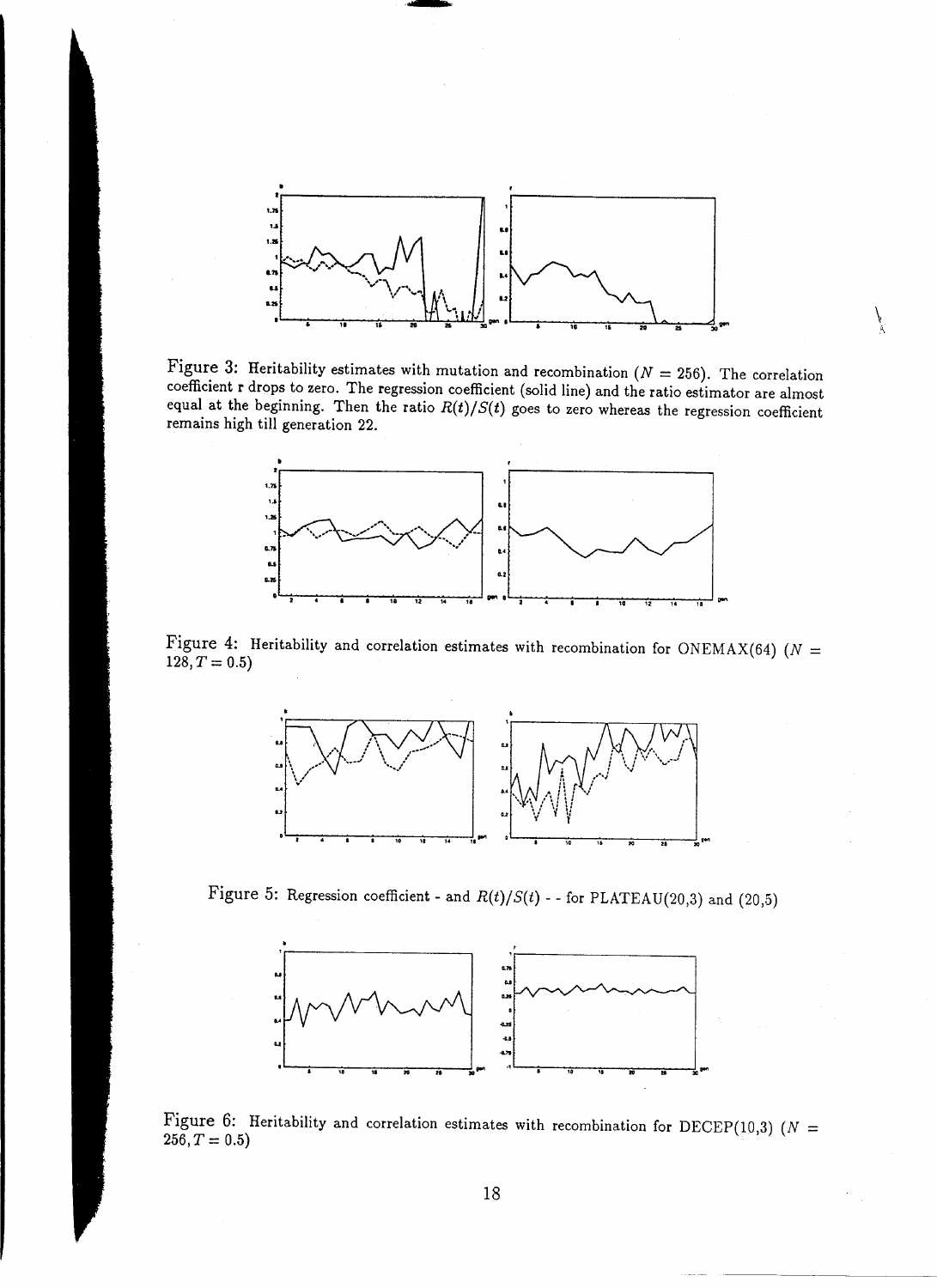Figure 3: Heritability estimates with mutation and recombination ($N = 256$). The correlation coefficient r drops to zero. The regression coefficient (solid line) and the ratio estimator are almost equal at the beginning. Then the ratio $R(t)/S(t)$ goes to zero whereas the regression coefficient remains high till generation 22.

Figure 4: Heritability and correlation estimates with recombination for ONEMAX(64) ($N = 128, T = 0.5$)

Figure 5: Regression coefficient - and $R(t)/S(t)$ - - for PLATEAU(20,3) and (20,5)

Figure 6: Heritability and correlation estimates with recombination for DECEP(10,3) ($N = 256, T = 0.5$)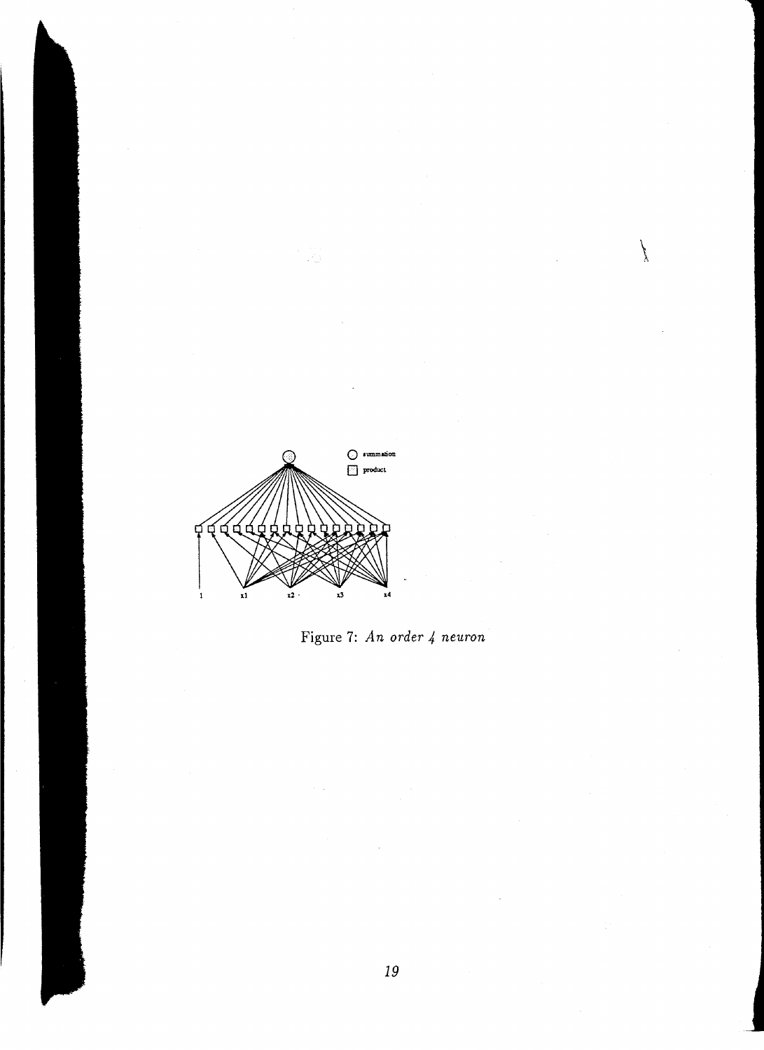summation

product

1

x1

x2

x3

x4

Figure 7: *An order 4 neuron*